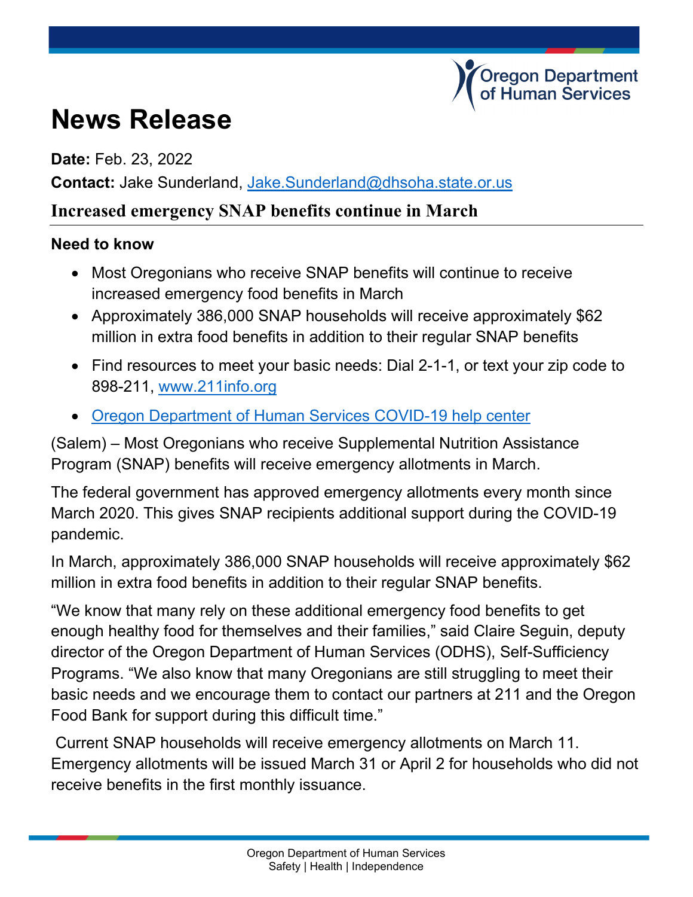Oregon Department of Human Services

# News Release

**Date:** Feb. 23, 2022

**Contact:** Jake Sunderland, [Jake.Sunderland@dhsoha.state.or.us](mailto:Jake.Sunderland@dhsoha.state.or.us)

## Increased emergency SNAP benefits continue in March

**Need to know**

- Most Oregonians who receive SNAP benefits will continue to receive increased emergency food benefits in March
- Approximately 386,000 SNAP households will receive approximately $62 million in extra food benefits in addition to their regular SNAP benefits
- Find resources to meet your basic needs: Dial 2-1-1, or text your zip code to 898-211, [www.211info.org](http://www.211info.org)
- [Oregon Department of Human Services COVID-19 help center]()

(Salem) – Most Oregonians who receive Supplemental Nutrition Assistance Program (SNAP) benefits will receive emergency allotments in March.

The federal government has approved emergency allotments every month since March 2020. This gives SNAP recipients additional support during the COVID-19 pandemic.

In March, approximately 386,000 SNAP households will receive approximately $62 million in extra food benefits in addition to their regular SNAP benefits.

“We know that many rely on these additional emergency food benefits to get enough healthy food for themselves and their families,” said Claire Seguin, deputy director of the Oregon Department of Human Services (ODHS), Self-Sufficiency Programs. “We also know that many Oregonians are still struggling to meet their basic needs and we encourage them to contact our partners at 211 and the Oregon Food Bank for support during this difficult time.”

Current SNAP households will receive emergency allotments on March 11. Emergency allotments will be issued March 31 or April 2 for households who did not receive benefits in the first monthly issuance.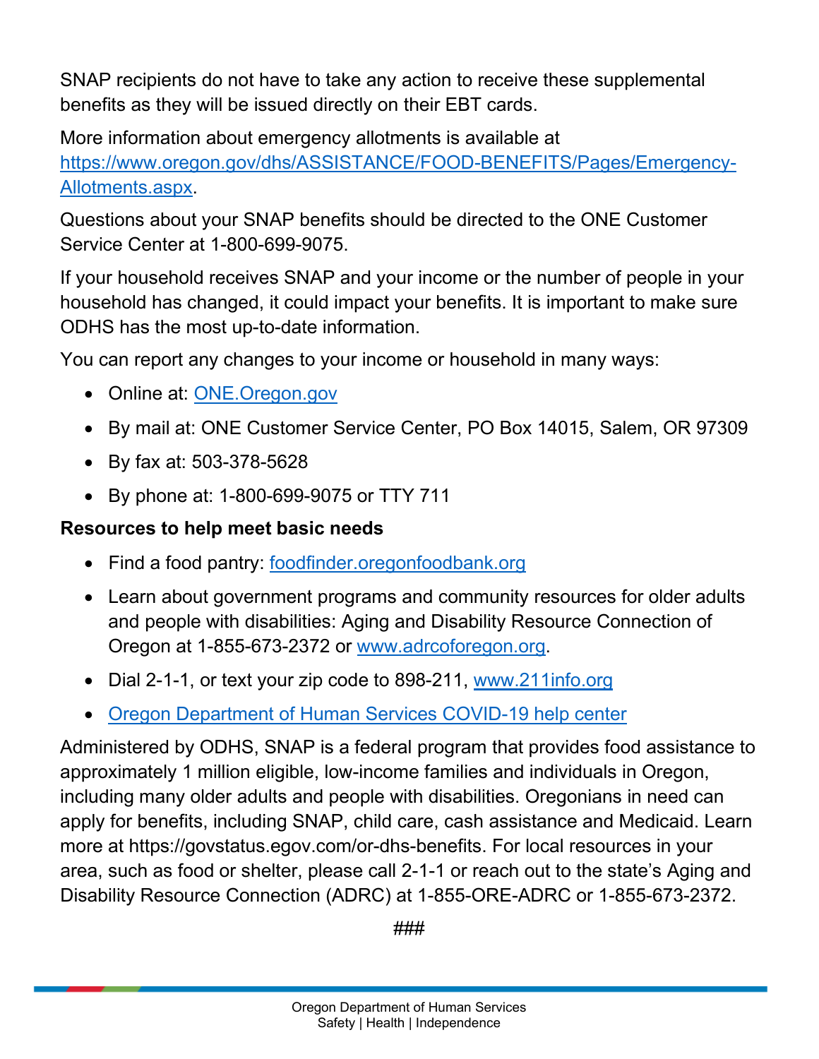SNAP recipients do not have to take any action to receive these supplemental benefits as they will be issued directly on their EBT cards.

More information about emergency allotments is available at [https://www.oregon.gov/dhs/ASSISTANCE/FOOD-BENEFITS/Pages/Emergency-Allotments.aspx](https://www.oregon.gov/dhs/ASSISTANCE/FOOD-BENEFITS/Pages/Emergency-Allotments.aspx).

Questions about your SNAP benefits should be directed to the ONE Customer Service Center at 1-800-699-9075.

If your household receives SNAP and your income or the number of people in your household has changed, it could impact your benefits. It is important to make sure ODHS has the most up-to-date information.

You can report any changes to your income or household in many ways:

- Online at: [ONE.Oregon.gov](ONE.Oregon.gov)
- By mail at: ONE Customer Service Center, PO Box 14015, Salem, OR 97309
- By fax at: 503-378-5628
- By phone at: 1-800-699-9075 or TTY 711

**Resources to help meet basic needs**

- Find a food pantry: [foodfinder.oregonfoodbank.org](foodfinder.oregonfoodbank.org)
- Learn about government programs and community resources for older adults and people with disabilities: Aging and Disability Resource Connection of Oregon at 1-855-673-2372 or [www.adrcoforegon.org](www.adrcoforegon.org).
- Dial 2-1-1, or text your zip code to 898-211, [www.211info.org](www.211info.org)
- Oregon Department of Human Services COVID-19 help center

Administered by ODHS, SNAP is a federal program that provides food assistance to approximately 1 million eligible, low-income families and individuals in Oregon, including many older adults and people with disabilities. Oregonians in need can apply for benefits, including SNAP, child care, cash assistance and Medicaid. Learn more at https://govstatus.egov.com/or-dhs-benefits. For local resources in your area, such as food or shelter, please call 2-1-1 or reach out to the state's Aging and Disability Resource Connection (ADRC) at 1-855-ORE-ADRC or 1-855-673-2372.

###